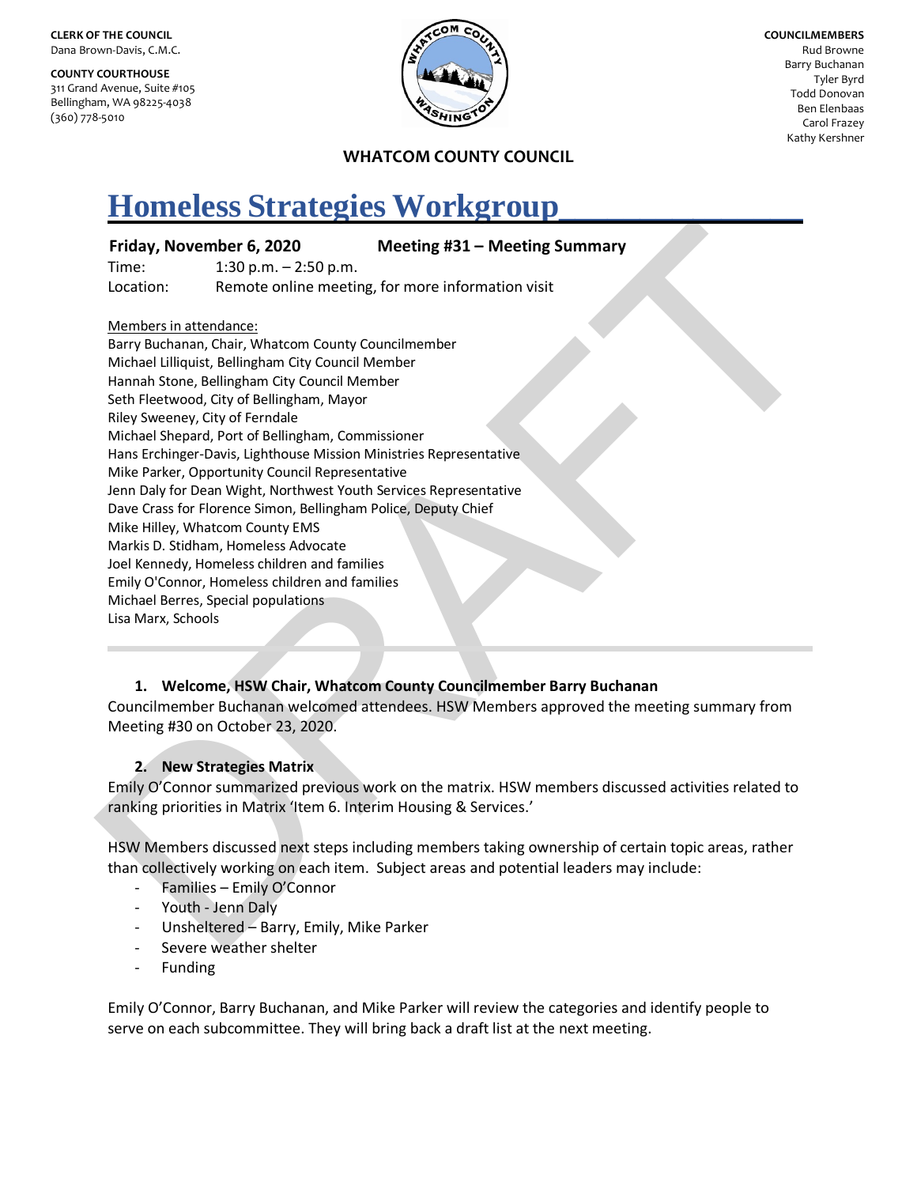**CLERK OF THE COUNCIL**
Dana Brown-Davis, C.M.C.

**COUNTY COURTHOUSE**
311 Grand Avenue, Suite #105
Bellingham, WA 98225-4038
(360) 778-5010

**COUNCILMEMBERS**
Rud Browne
Barry Buchanan
Tyler Byrd
Todd Donovan
Ben Elenbaas
Carol Frazey
Kathy Kershner

**WHATCOM COUNTY COUNCIL**

# Homeless Strategies Workgroup

**Friday, November 6, 2020** **Meeting #31 – Meeting Summary**

Time: 1:30 p.m. – 2:50 p.m.
Location: Remote online meeting, for more information visit

Members in attendance:
Barry Buchanan, Chair, Whatcom County Councilmember
Michael Lilliquist, Bellingham City Council Member
Hannah Stone, Bellingham City Council Member
Seth Fleetwood, City of Bellingham, Mayor
Riley Sweeney, City of Ferndale
Michael Shepard, Port of Bellingham, Commissioner
Hans Erchinger-Davis, Lighthouse Mission Ministries Representative
Mike Parker, Opportunity Council Representative
Jenn Daly for Dean Wight, Northwest Youth Services Representative
Dave Crass for Florence Simon, Bellingham Police, Deputy Chief
Mike Hilley, Whatcom County EMS
Markis D. Stidham, Homeless Advocate
Joel Kennedy, Homeless children and families
Emily O'Connor, Homeless children and families
Michael Berres, Special populations
Lisa Marx, Schools

---

### 1. Welcome, HSW Chair, Whatcom County Councilmember Barry Buchanan

Councilmember Buchanan welcomed attendees. HSW Members approved the meeting summary from Meeting #30 on October 23, 2020.

### 2. New Strategies Matrix

Emily O'Connor summarized previous work on the matrix. HSW members discussed activities related to ranking priorities in Matrix 'Item 6. Interim Housing & Services.'

HSW Members discussed next steps including members taking ownership of certain topic areas, rather than collectively working on each item. Subject areas and potential leaders may include:

- Families – Emily O'Connor
- Youth - Jenn Daly
- Unsheltered – Barry, Emily, Mike Parker
- Severe weather shelter
- Funding

Emily O'Connor, Barry Buchanan, and Mike Parker will review the categories and identify people to serve on each subcommittee. They will bring back a draft list at the next meeting.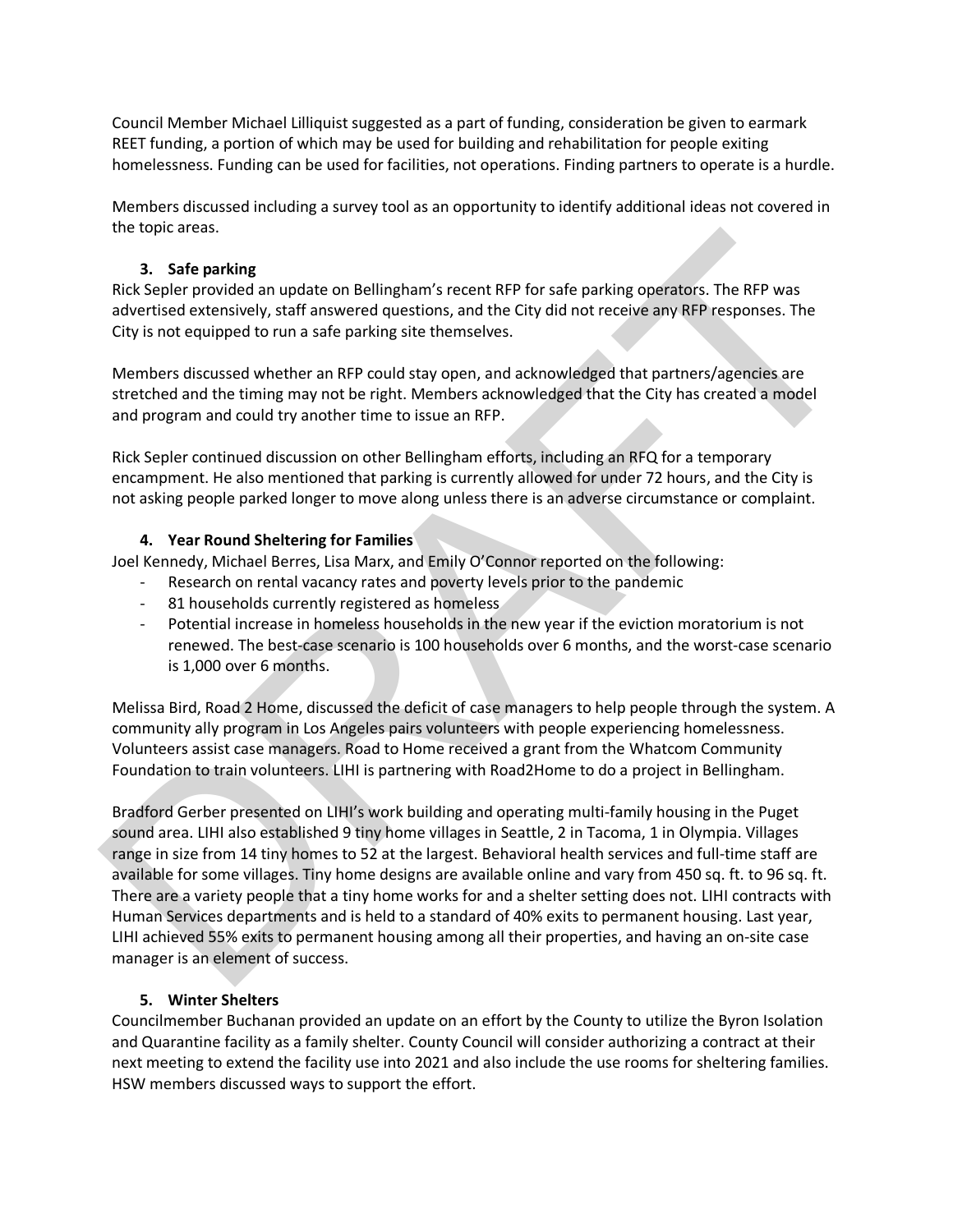Council Member Michael Lilliquist suggested as a part of funding, consideration be given to earmark REET funding, a portion of which may be used for building and rehabilitation for people exiting homelessness. Funding can be used for facilities, not operations. Finding partners to operate is a hurdle.

Members discussed including a survey tool as an opportunity to identify additional ideas not covered in the topic areas.

**3. Safe parking**

Rick Sepler provided an update on Bellingham's recent RFP for safe parking operators. The RFP was advertised extensively, staff answered questions, and the City did not receive any RFP responses. The City is not equipped to run a safe parking site themselves.

Members discussed whether an RFP could stay open, and acknowledged that partners/agencies are stretched and the timing may not be right. Members acknowledged that the City has created a model and program and could try another time to issue an RFP.

Rick Sepler continued discussion on other Bellingham efforts, including an RFQ for a temporary encampment. He also mentioned that parking is currently allowed for under 72 hours, and the City is not asking people parked longer to move along unless there is an adverse circumstance or complaint.

**4. Year Round Sheltering for Families**

Joel Kennedy, Michael Berres, Lisa Marx, and Emily O'Connor reported on the following:

- Research on rental vacancy rates and poverty levels prior to the pandemic
- 81 households currently registered as homeless
- Potential increase in homeless households in the new year if the eviction moratorium is not renewed. The best-case scenario is 100 households over 6 months, and the worst-case scenario is 1,000 over 6 months.

Melissa Bird, Road 2 Home, discussed the deficit of case managers to help people through the system. A community ally program in Los Angeles pairs volunteers with people experiencing homelessness. Volunteers assist case managers. Road to Home received a grant from the Whatcom Community Foundation to train volunteers. LIHI is partnering with Road2Home to do a project in Bellingham.

Bradford Gerber presented on LIHI's work building and operating multi-family housing in the Puget sound area. LIHI also established 9 tiny home villages in Seattle, 2 in Tacoma, 1 in Olympia. Villages range in size from 14 tiny homes to 52 at the largest. Behavioral health services and full-time staff are available for some villages. Tiny home designs are available online and vary from 450 sq. ft. to 96 sq. ft. There are a variety people that a tiny home works for and a shelter setting does not. LIHI contracts with Human Services departments and is held to a standard of 40% exits to permanent housing. Last year, LIHI achieved 55% exits to permanent housing among all their properties, and having an on-site case manager is an element of success.

**5. Winter Shelters**

Councilmember Buchanan provided an update on an effort by the County to utilize the Byron Isolation and Quarantine facility as a family shelter. County Council will consider authorizing a contract at their next meeting to extend the facility use into 2021 and also include the use rooms for sheltering families. HSW members discussed ways to support the effort.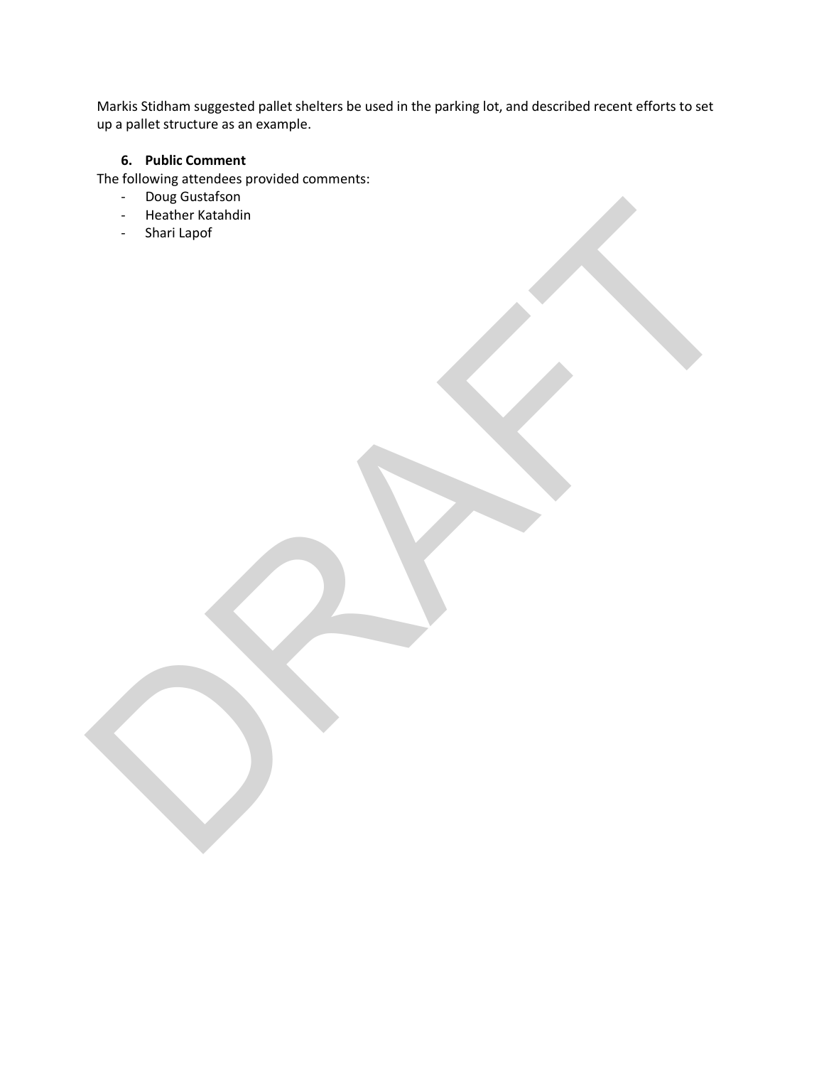Markis Stidham suggested pallet shelters be used in the parking lot, and described recent efforts to set up a pallet structure as an example.

### 6. Public Comment

The following attendees provided comments:

- Doug Gustafson
- Heather Katahdin
- Shari Lapof

DRAFT